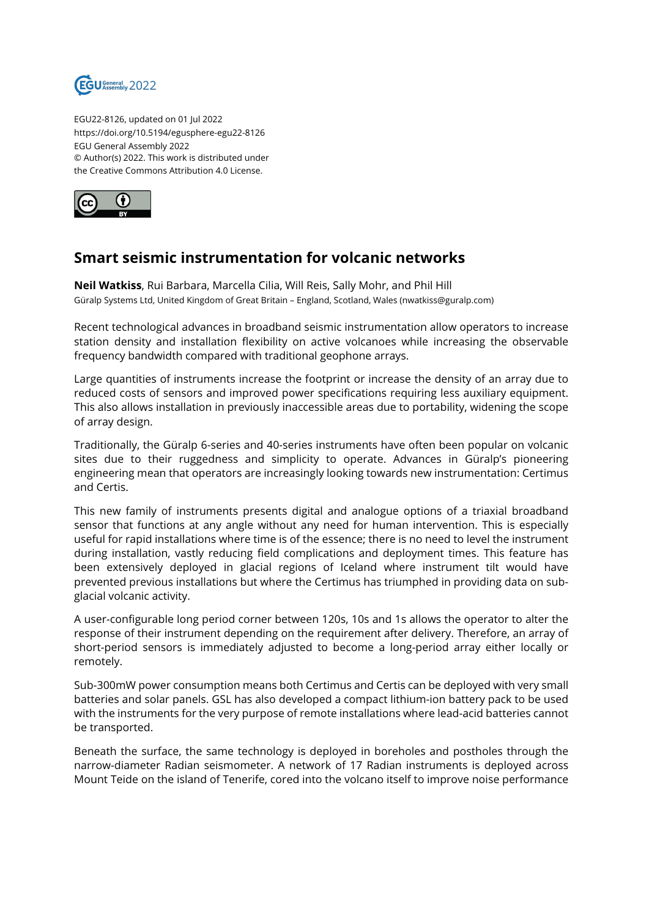EGU22-8126, updated on 01 Jul 2022
https://doi.org/10.5194/egusphere-egu22-8126
EGU General Assembly 2022
© Author(s) 2022. This work is distributed under
the Creative Commons Attribution 4.0 License.

# Smart seismic instrumentation for volcanic networks

**Neil Watkiss**, Rui Barbara, Marcella Cilia, Will Reis, Sally Mohr, and Phil Hill
Güralp Systems Ltd, United Kingdom of Great Britain – England, Scotland, Wales (nwatkiss@guralp.com)

Recent technological advances in broadband seismic instrumentation allow operators to increase station density and installation flexibility on active volcanoes while increasing the observable frequency bandwidth compared with traditional geophone arrays.

Large quantities of instruments increase the footprint or increase the density of an array due to reduced costs of sensors and improved power specifications requiring less auxiliary equipment. This also allows installation in previously inaccessible areas due to portability, widening the scope of array design.

Traditionally, the Güralp 6-series and 40-series instruments have often been popular on volcanic sites due to their ruggedness and simplicity to operate. Advances in Güralp's pioneering engineering mean that operators are increasingly looking towards new instrumentation: Certimus and Certis.

This new family of instruments presents digital and analogue options of a triaxial broadband sensor that functions at any angle without any need for human intervention. This is especially useful for rapid installations where time is of the essence; there is no need to level the instrument during installation, vastly reducing field complications and deployment times. This feature has been extensively deployed in glacial regions of Iceland where instrument tilt would have prevented previous installations but where the Certimus has triumphed in providing data on sub-glacial volcanic activity.

A user-configurable long period corner between 120s, 10s and 1s allows the operator to alter the response of their instrument depending on the requirement after delivery. Therefore, an array of short-period sensors is immediately adjusted to become a long-period array either locally or remotely.

Sub-300mW power consumption means both Certimus and Certis can be deployed with very small batteries and solar panels. GSL has also developed a compact lithium-ion battery pack to be used with the instruments for the very purpose of remote installations where lead-acid batteries cannot be transported.

Beneath the surface, the same technology is deployed in boreholes and postholes through the narrow-diameter Radian seismometer. A network of 17 Radian instruments is deployed across Mount Teide on the island of Tenerife, cored into the volcano itself to improve noise performance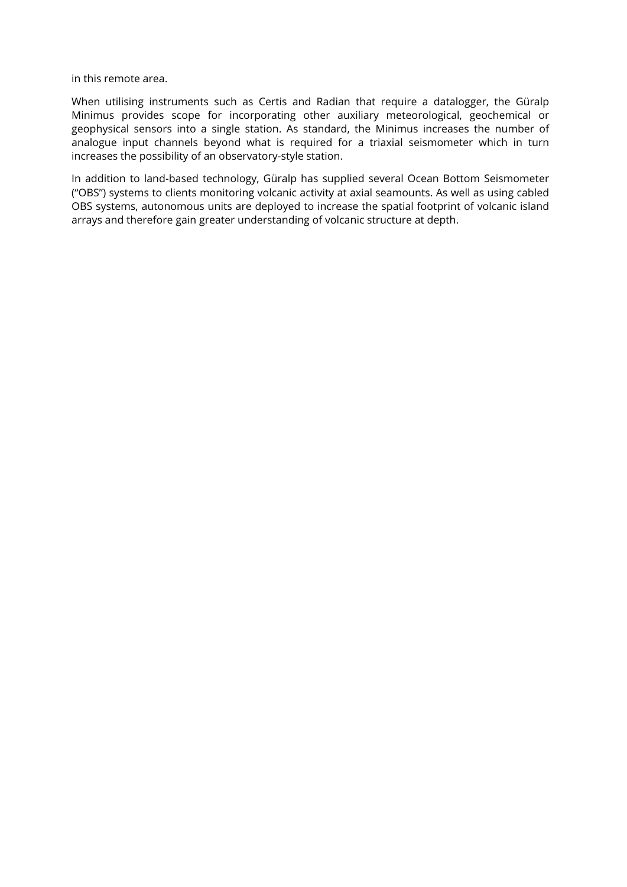in this remote area.

When utilising instruments such as Certis and Radian that require a datalogger, the Güralp Minimus provides scope for incorporating other auxiliary meteorological, geochemical or geophysical sensors into a single station. As standard, the Minimus increases the number of analogue input channels beyond what is required for a triaxial seismometer which in turn increases the possibility of an observatory-style station.

In addition to land-based technology, Güralp has supplied several Ocean Bottom Seismometer ("OBS") systems to clients monitoring volcanic activity at axial seamounts. As well as using cabled OBS systems, autonomous units are deployed to increase the spatial footprint of volcanic island arrays and therefore gain greater understanding of volcanic structure at depth.